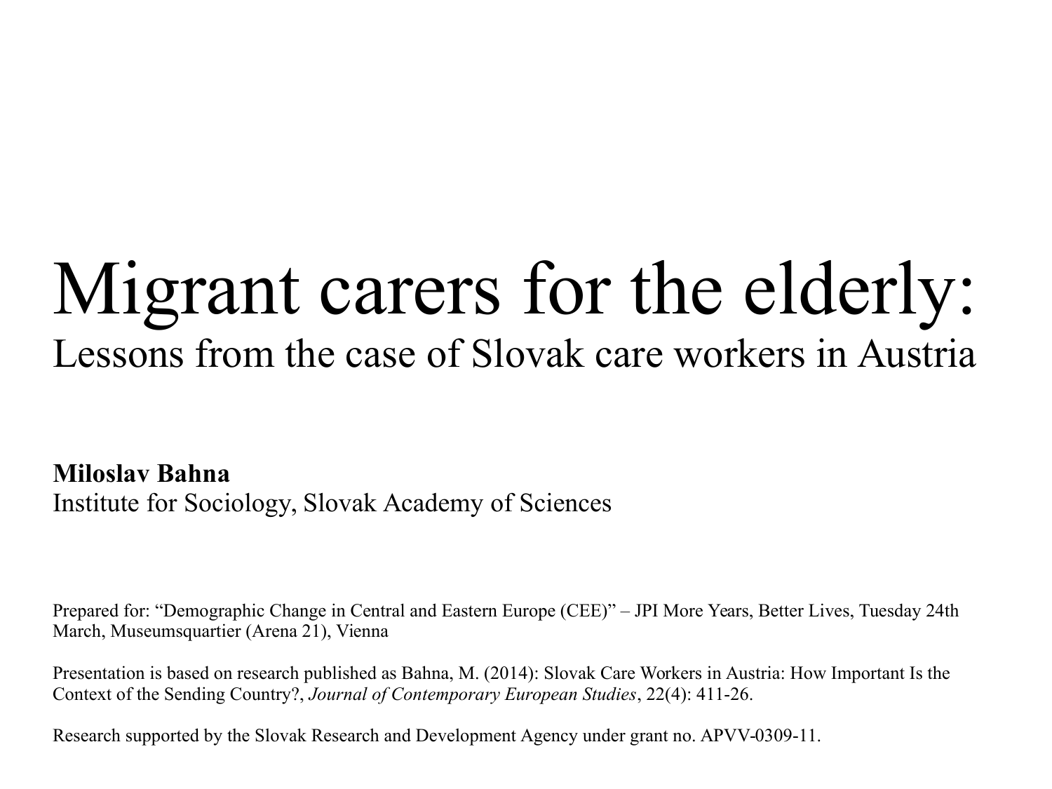# Migrant carers for the elderly:

## Lessons from the case of Slovak care workers in Austria

**Miloslav Bahna**

Institute for Sociology, Slovak Academy of Sciences

Prepared for: "Demographic Change in Central and Eastern Europe (CEE)" – JPI More Years, Better Lives, Tuesday 24th March, Museumsquartier (Arena 21), Vienna

Presentation is based on research published as Bahna, M. (2014): Slovak Care Workers in Austria: How Important Is the Context of the Sending Country?, *Journal of Contemporary European Studies*, 22(4): 411-26.

Research supported by the Slovak Research and Development Agency under grant no. APVV-0309-11.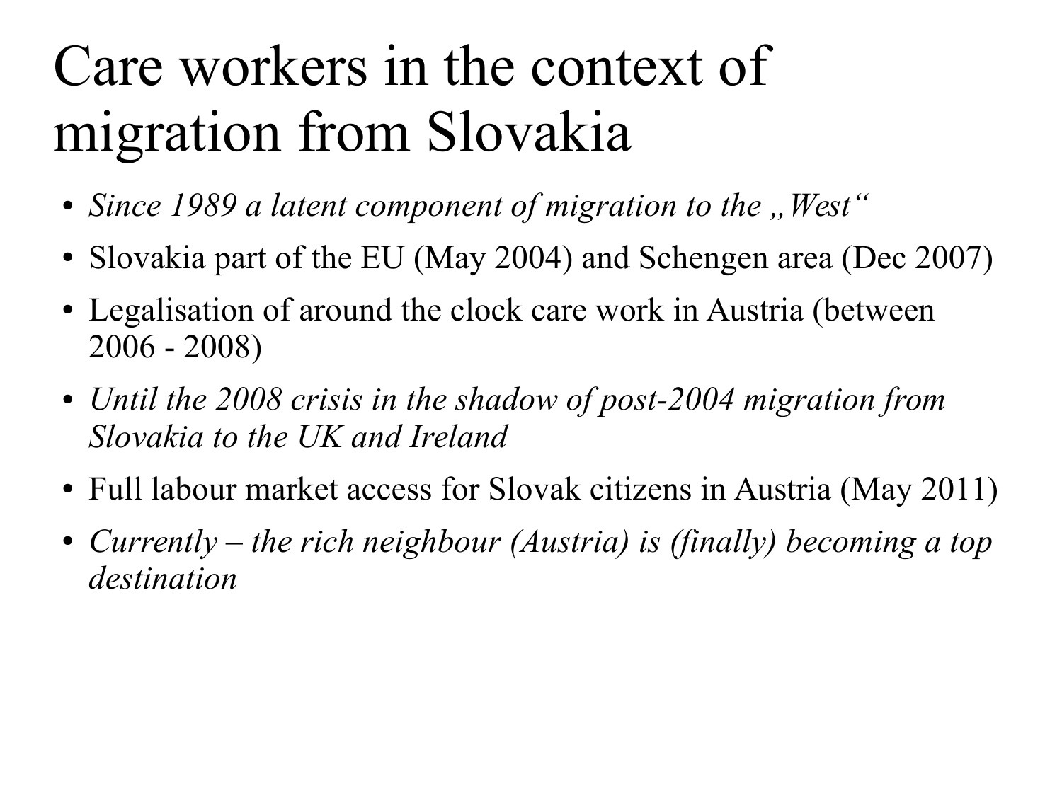# Care workers in the context of migration from Slovakia

- *Since 1989 a latent component of migration to the „West“*
- Slovakia part of the EU (May 2004) and Schengen area (Dec 2007)
- Legalisation of around the clock care work in Austria (between 2006 - 2008)
- *Until the 2008 crisis in the shadow of post-2004 migration from Slovakia to the UK and Ireland*
- Full labour market access for Slovak citizens in Austria (May 2011)
- *Currently – the rich neighbour (Austria) is (finally) becoming a top destination*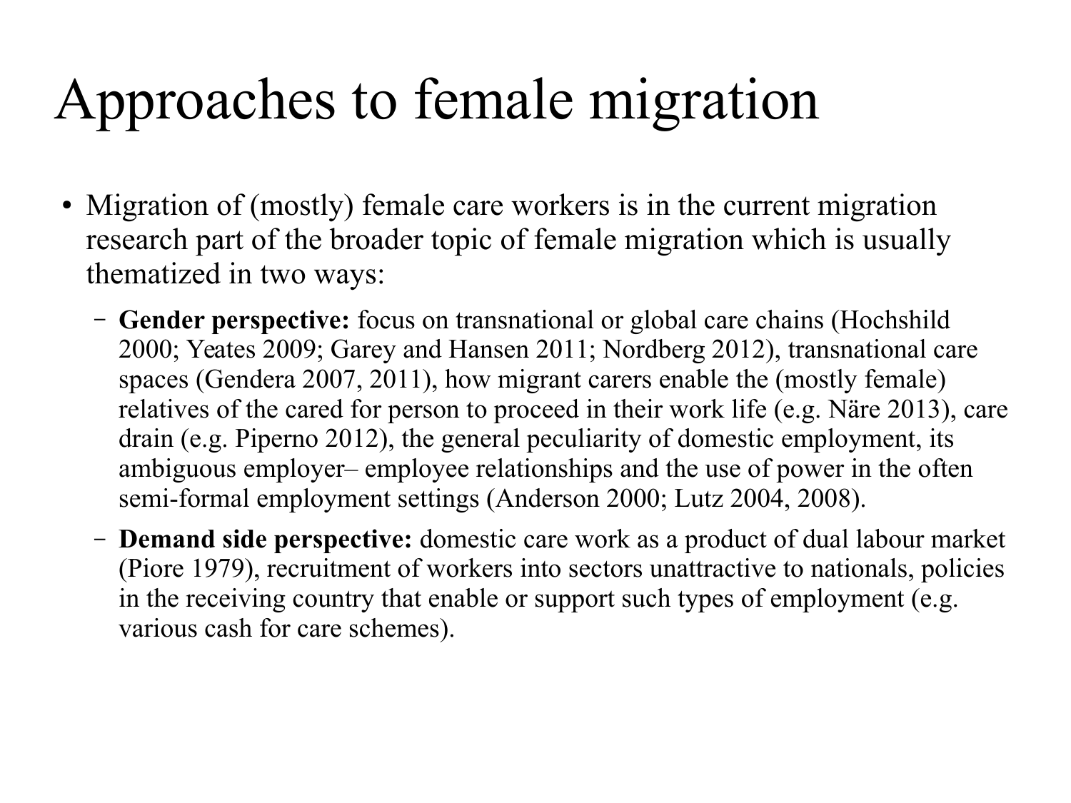# Approaches to female migration

- Migration of (mostly) female care workers is in the current migration research part of the broader topic of female migration which is usually thematized in two ways:
  - **Gender perspective:** focus on transnational or global care chains (Hochshild 2000; Yeates 2009; Garey and Hansen 2011; Nordberg 2012), transnational care spaces (Gendera 2007, 2011), how migrant carers enable the (mostly female) relatives of the cared for person to proceed in their work life (e.g. Näre 2013), care drain (e.g. Piperno 2012), the general peculiarity of domestic employment, its ambiguous employer– employee relationships and the use of power in the often semi-formal employment settings (Anderson 2000; Lutz 2004, 2008).
  - **Demand side perspective:** domestic care work as a product of dual labour market (Piore 1979), recruitment of workers into sectors unattractive to nationals, policies in the receiving country that enable or support such types of employment (e.g. various cash for care schemes).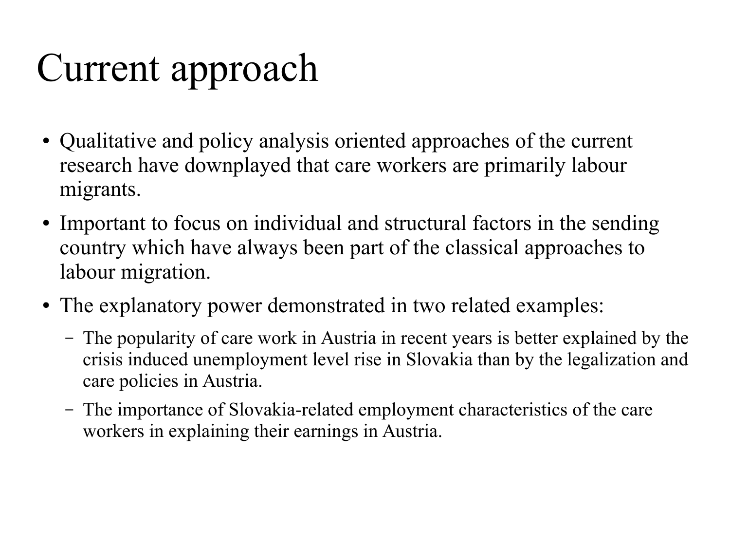# Current approach

- Qualitative and policy analysis oriented approaches of the current research have downplayed that care workers are primarily labour migrants.
- Important to focus on individual and structural factors in the sending country which have always been part of the classical approaches to labour migration.
- The explanatory power demonstrated in two related examples:
  - The popularity of care work in Austria in recent years is better explained by the crisis induced unemployment level rise in Slovakia than by the legalization and care policies in Austria.
  - The importance of Slovakia-related employment characteristics of the care workers in explaining their earnings in Austria.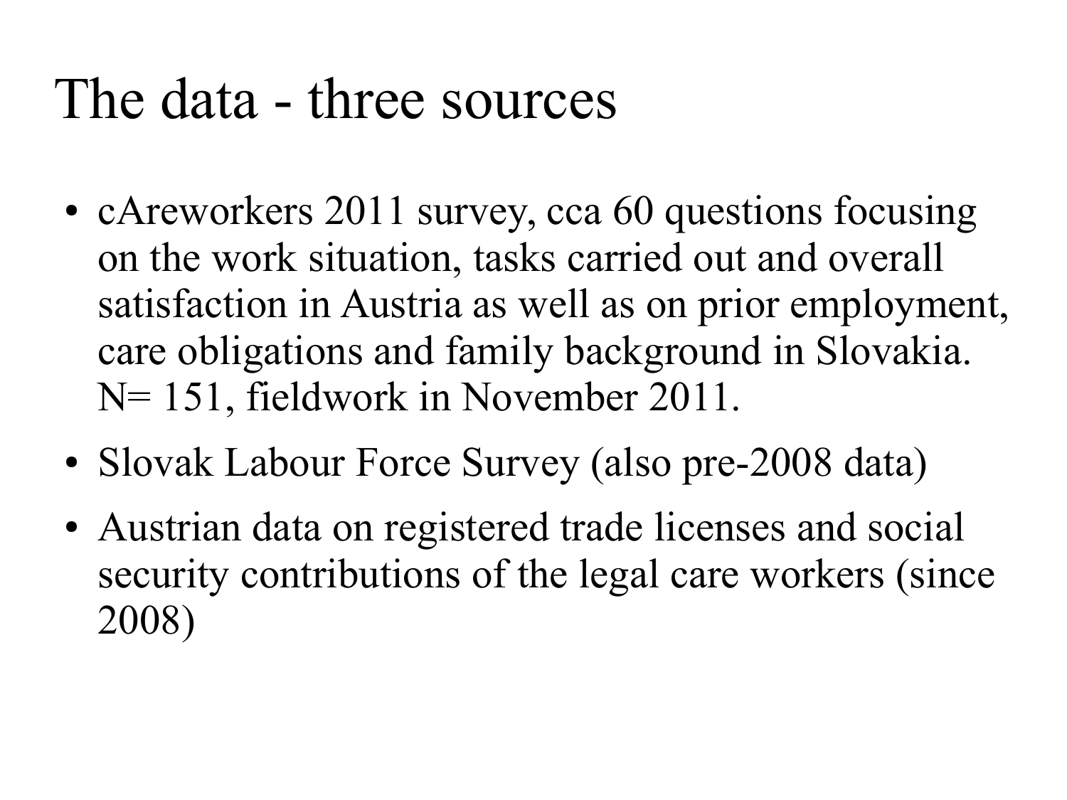# The data - three sources

- cAreworkers 2011 survey, cca 60 questions focusing on the work situation, tasks carried out and overall satisfaction in Austria as well as on prior employment, care obligations and family background in Slovakia. N= 151, fieldwork in November 2011.
- Slovak Labour Force Survey (also pre-2008 data)
- Austrian data on registered trade licenses and social security contributions of the legal care workers (since 2008)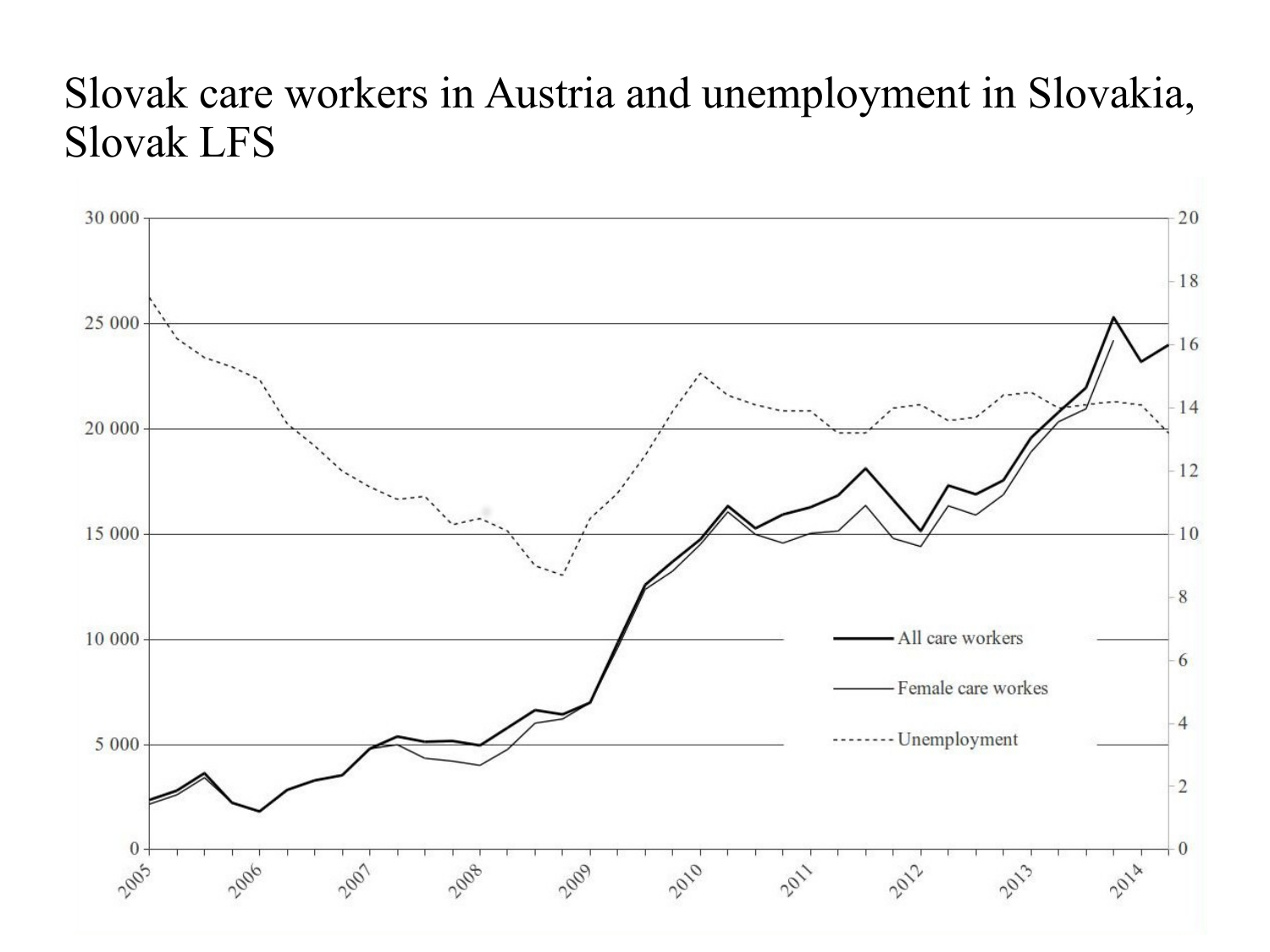# Slovak care workers in Austria and unemployment in Slovakia, Slovak LFS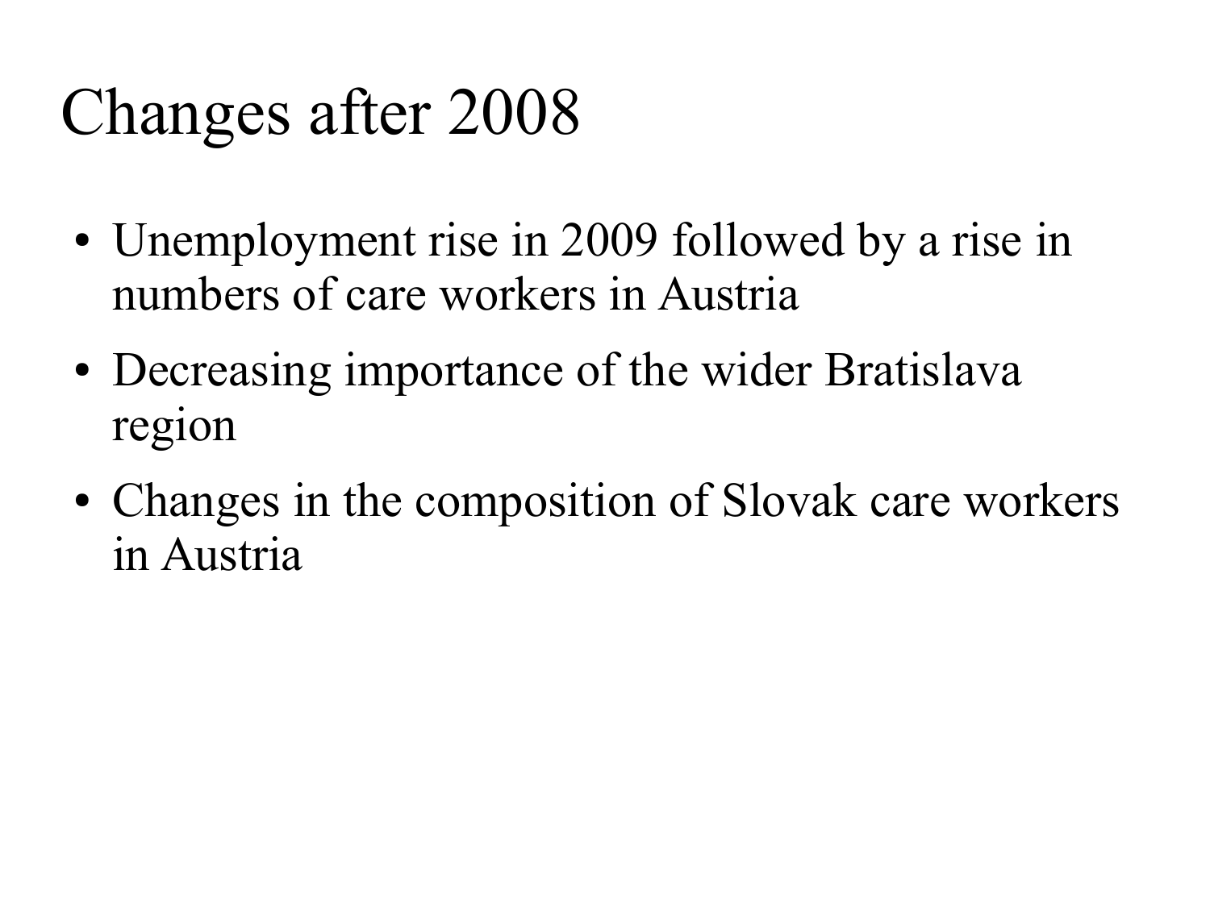# Changes after 2008

- Unemployment rise in 2009 followed by a rise in numbers of care workers in Austria
- Decreasing importance of the wider Bratislava region
- Changes in the composition of Slovak care workers in Austria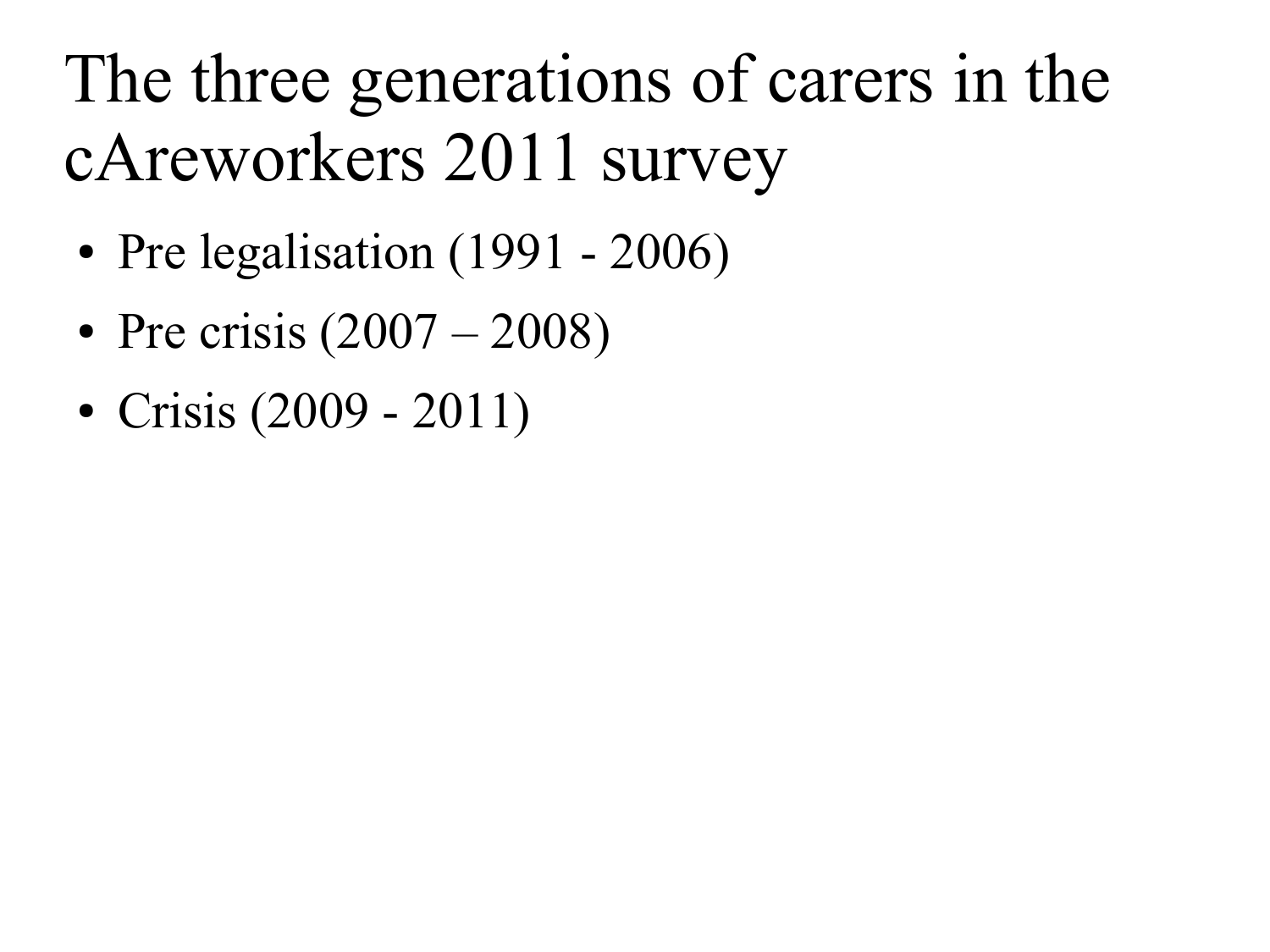# The three generations of carers in the cAreworkers 2011 survey

- Pre legalisation (1991 - 2006)
- Pre crisis (2007 – 2008)
- Crisis (2009 - 2011)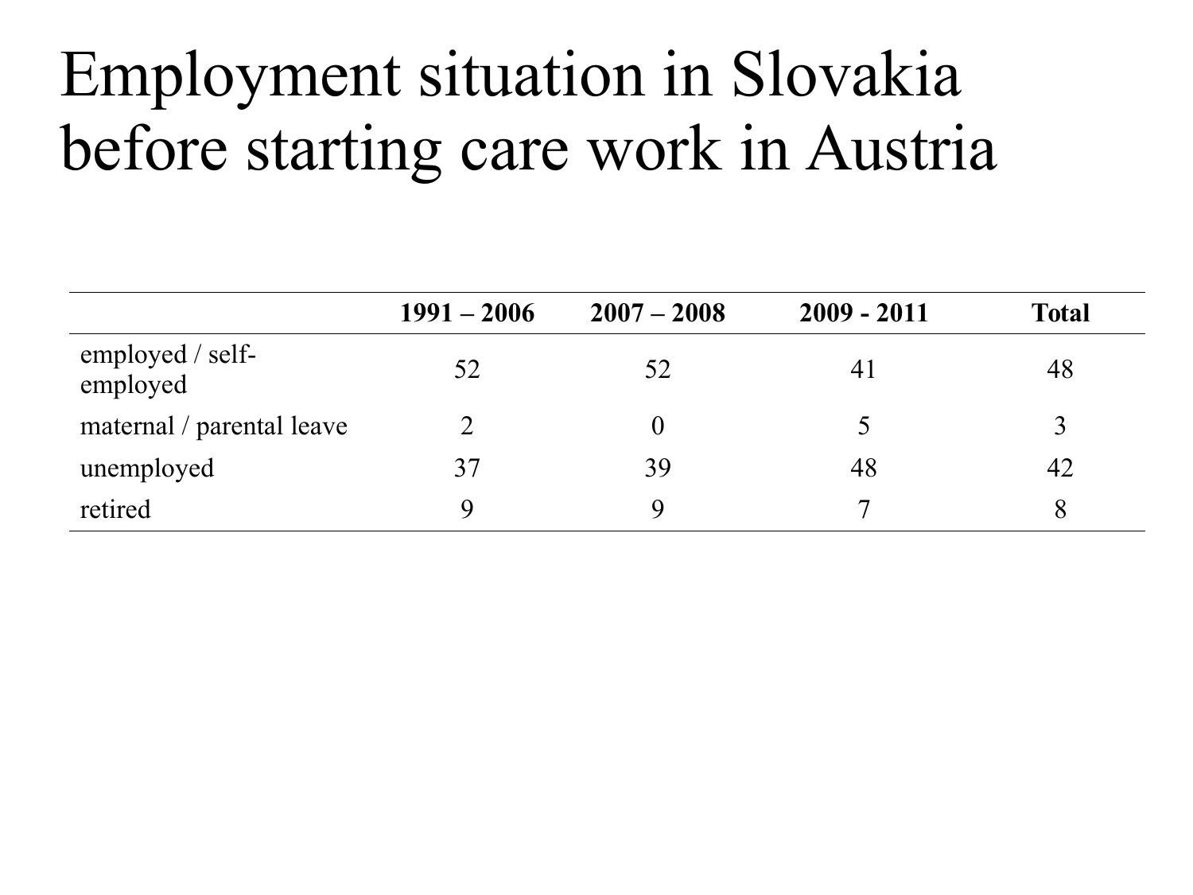# Employment situation in Slovakia before starting care work in Austria

| | 1991 – 2006 | 2007 – 2008 | 2009 - 2011 | Total |
|---|---|---|---|---|
| employed / self-employed | 52 | 52 | 41 | 48 |
| maternal / parental leave | 2 | 0 | 5 | 3 |
| unemployed | 37 | 39 | 48 | 42 |
| retired | 9 | 9 | 7 | 8 |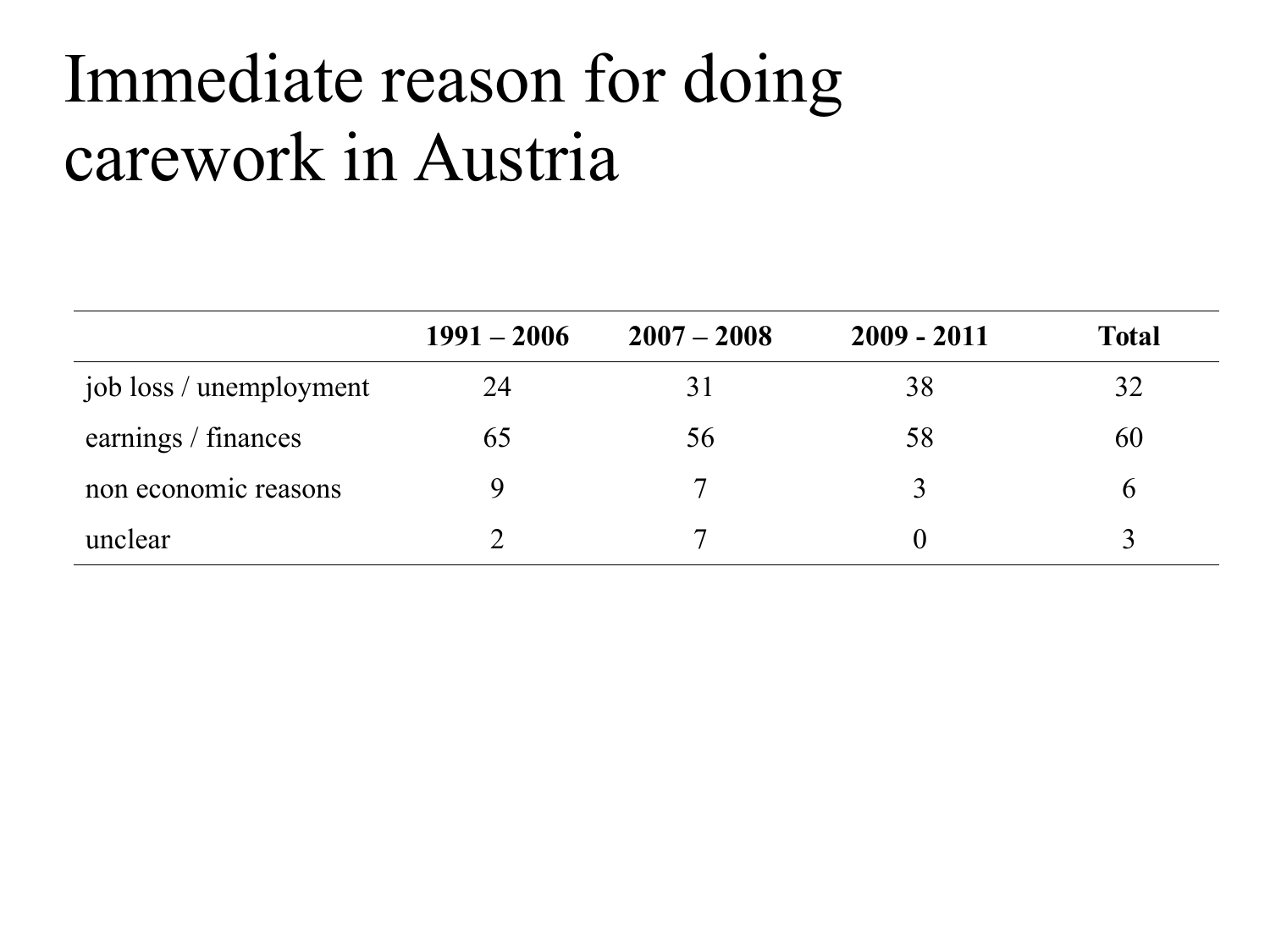# Immediate reason for doing carework in Austria

| | **1991 – 2006** | **2007 – 2008** | **2009 - 2011** | **Total** |
|---|---|---|---|---|
| job loss / unemployment | 24 | 31 | 38 | 32 |
| earnings / finances | 65 | 56 | 58 | 60 |
| non economic reasons | 9 | 7 | 3 | 6 |
| unclear | 2 | 7 | 0 | 3 |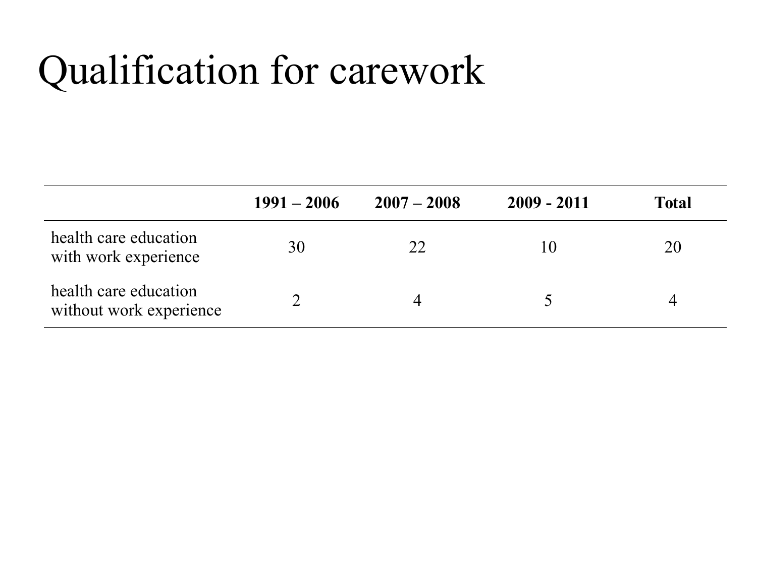# Qualification for carework

| | 1991 – 2006 | 2007 – 2008 | 2009 - 2011 | Total |
|---|---|---|---|---|
| health care education with work experience | 30 | 22 | 10 | 20 |
| health care education without work experience | 2 | 4 | 5 | 4 |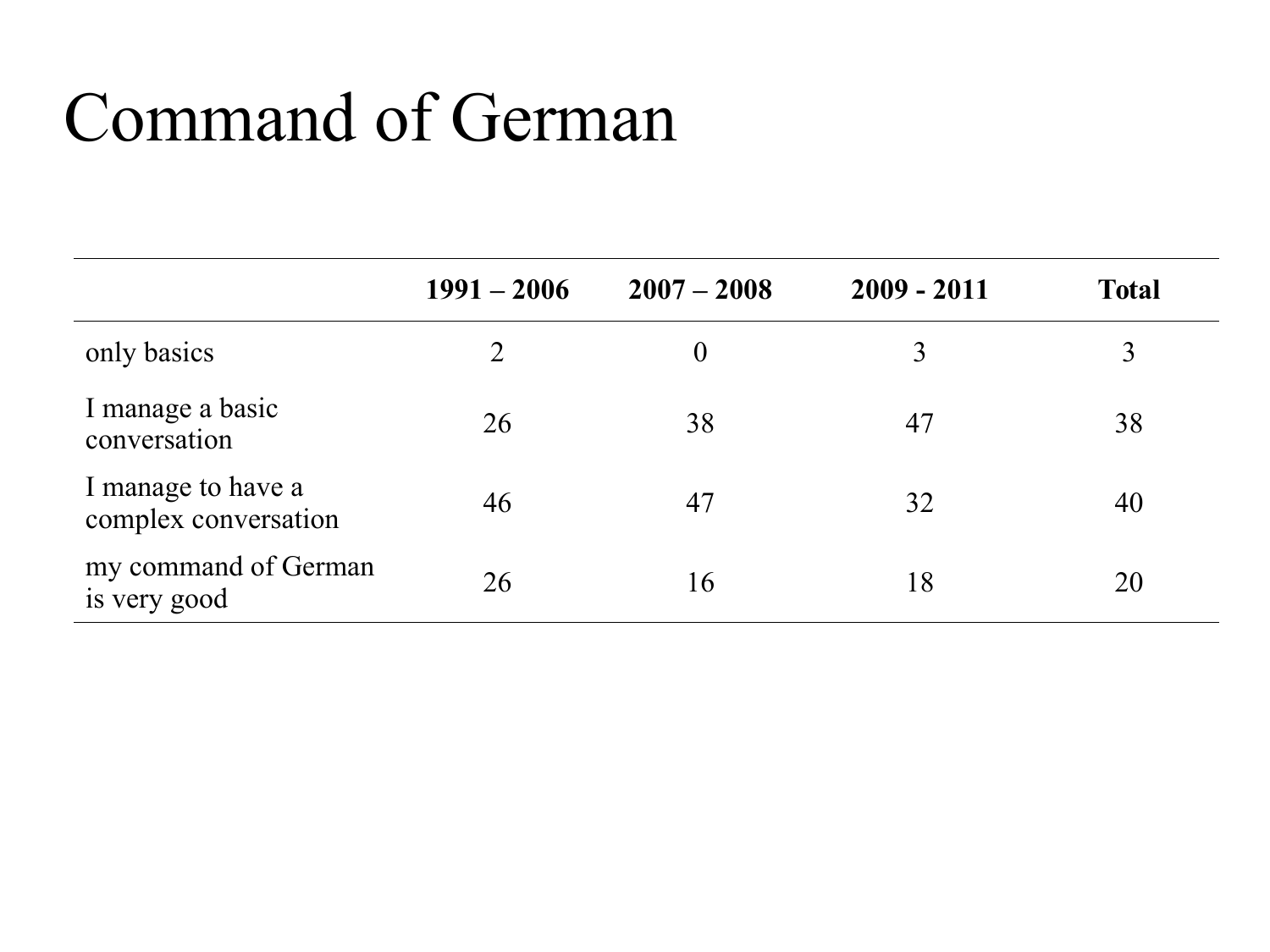# Command of German

| | **1991 – 2006** | **2007 – 2008** | **2009 - 2011** | **Total** |
|---|---|---|---|---|
| only basics | 2 | 0 | 3 | 3 |
| I manage a basic conversation | 26 | 38 | 47 | 38 |
| I manage to have a complex conversation | 46 | 47 | 32 | 40 |
| my command of German is very good | 26 | 16 | 18 | 20 |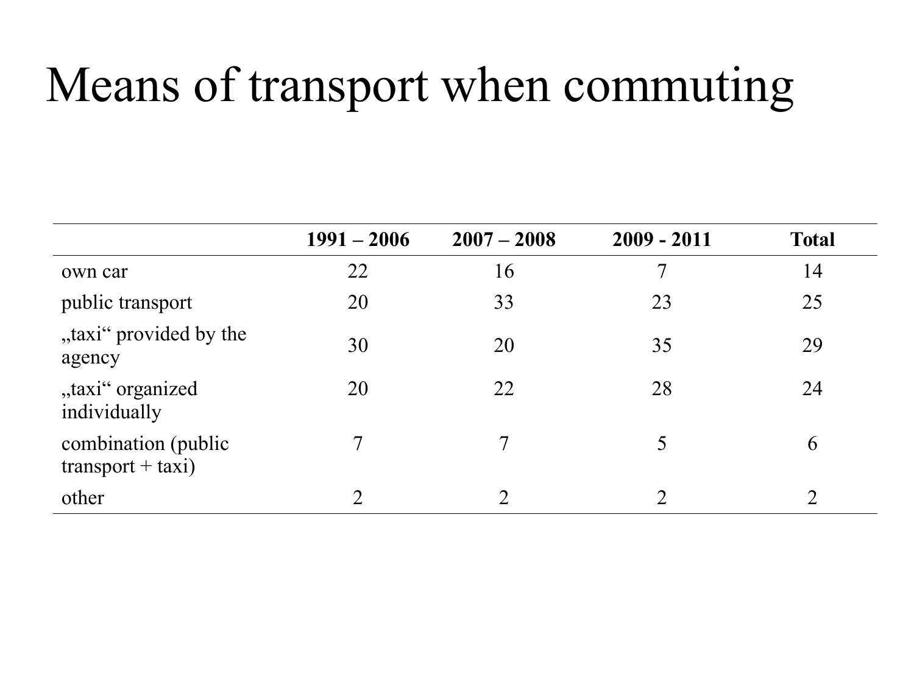# Means of transport when commuting

| | 1991 – 2006 | 2007 – 2008 | 2009 - 2011 | Total |
|---|---|---|---|---|
| own car | 22 | 16 | 7 | 14 |
| public transport | 20 | 33 | 23 | 25 |
| „taxi“ provided by the agency | 30 | 20 | 35 | 29 |
| „taxi“ organized individually | 20 | 22 | 28 | 24 |
| combination (public transport + taxi) | 7 | 7 | 5 | 6 |
| other | 2 | 2 | 2 | 2 |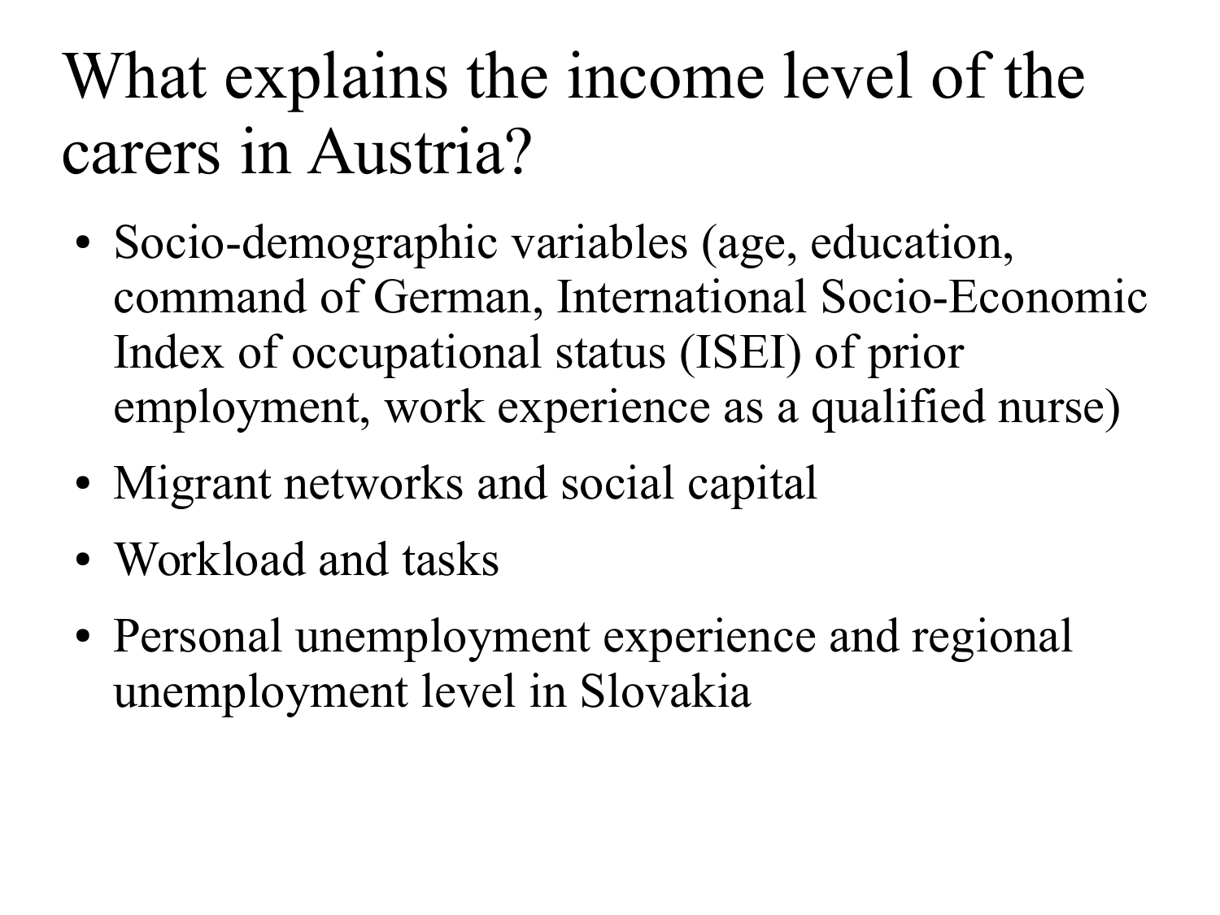# What explains the income level of the carers in Austria?

- Socio-demographic variables (age, education, command of German, International Socio-Economic Index of occupational status (ISEI) of prior employment, work experience as a qualified nurse)
- Migrant networks and social capital
- Workload and tasks
- Personal unemployment experience and regional unemployment level in Slovakia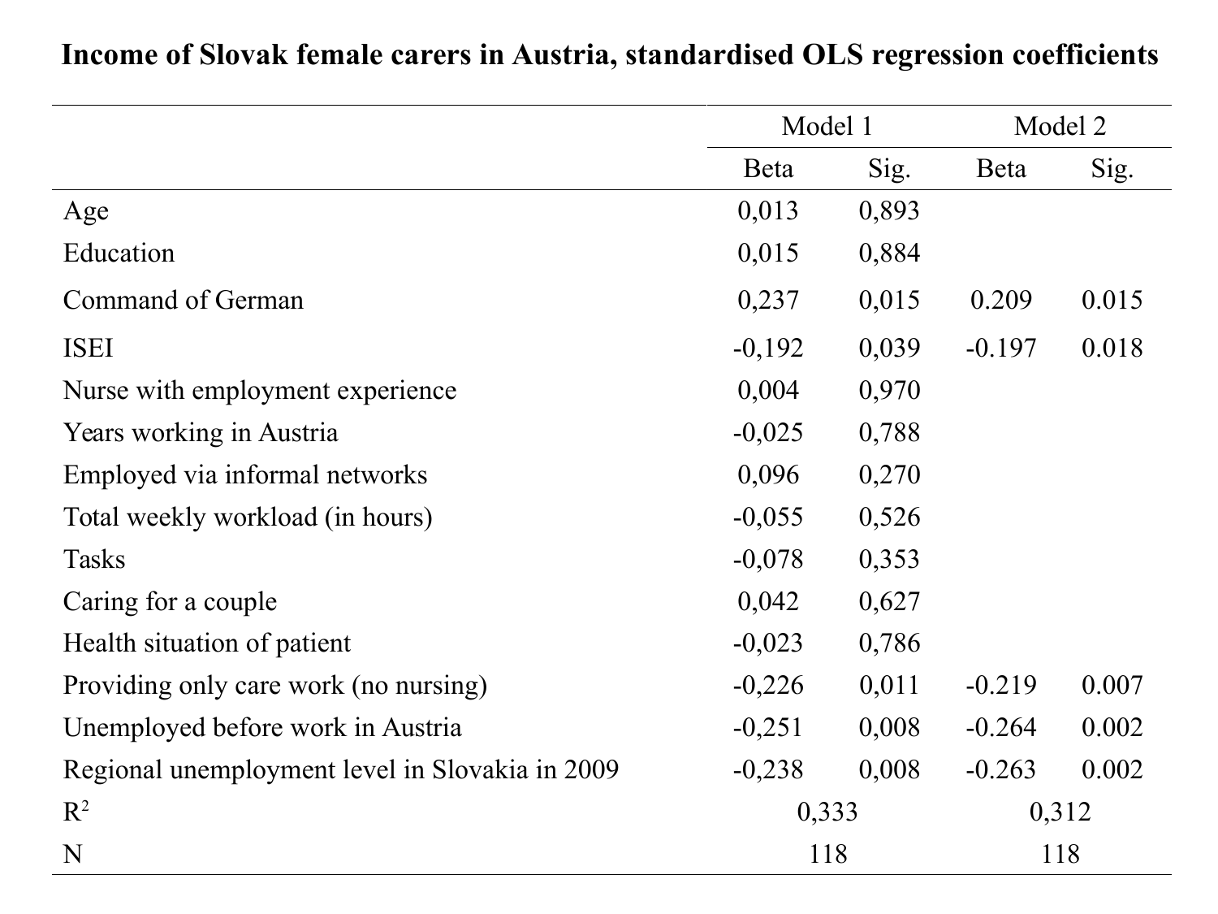**Income of Slovak female carers in Austria, standardised OLS regression coefficients**

| | Model 1 | | Model 2 | |
|---|---|---|---|---|
| | Beta | Sig. | Beta | Sig. |
| Age | 0,013 | 0,893 | | |
| Education | 0,015 | 0,884 | | |
| Command of German | 0,237 | 0,015 | 0.209 | 0.015 |
| ISEI | -0,192 | 0,039 | -0.197 | 0.018 |
| Nurse with employment experience | 0,004 | 0,970 | | |
| Years working in Austria | -0,025 | 0,788 | | |
| Employed via informal networks | 0,096 | 0,270 | | |
| Total weekly workload (in hours) | -0,055 | 0,526 | | |
| Tasks | -0,078 | 0,353 | | |
| Caring for a couple | 0,042 | 0,627 | | |
| Health situation of patient | -0,023 | 0,786 | | |
| Providing only care work (no nursing) | -0,226 | 0,011 | -0.219 | 0.007 |
| Unemployed before work in Austria | -0,251 | 0,008 | -0.264 | 0.002 |
| Regional unemployment level in Slovakia in 2009 | -0,238 | 0,008 | -0.263 | 0.002 |
| $R^2$ | 0,333 | | 0,312 | |
| N | 118 | | 118 | |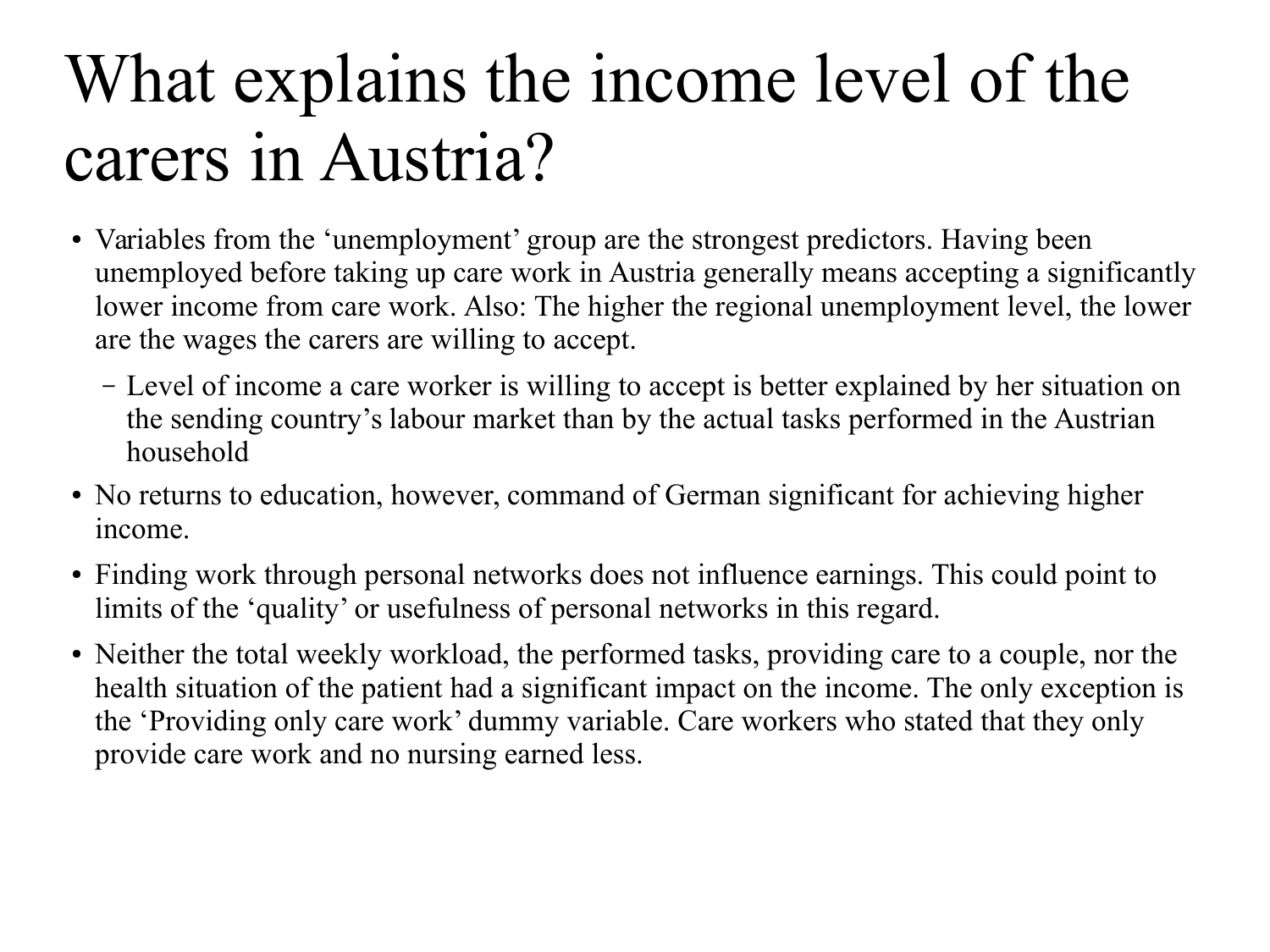# What explains the income level of the carers in Austria?

- Variables from the ‘unemployment’ group are the strongest predictors. Having been unemployed before taking up care work in Austria generally means accepting a significantly lower income from care work. Also: The higher the regional unemployment level, the lower are the wages the carers are willing to accept.
  - Level of income a care worker is willing to accept is better explained by her situation on the sending country’s labour market than by the actual tasks performed in the Austrian household
- No returns to education, however, command of German significant for achieving higher income.
- Finding work through personal networks does not influence earnings. This could point to limits of the ‘quality’ or usefulness of personal networks in this regard.
- Neither the total weekly workload, the performed tasks, providing care to a couple, nor the health situation of the patient had a significant impact on the income. The only exception is the ‘Providing only care work’ dummy variable. Care workers who stated that they only provide care work and no nursing earned less.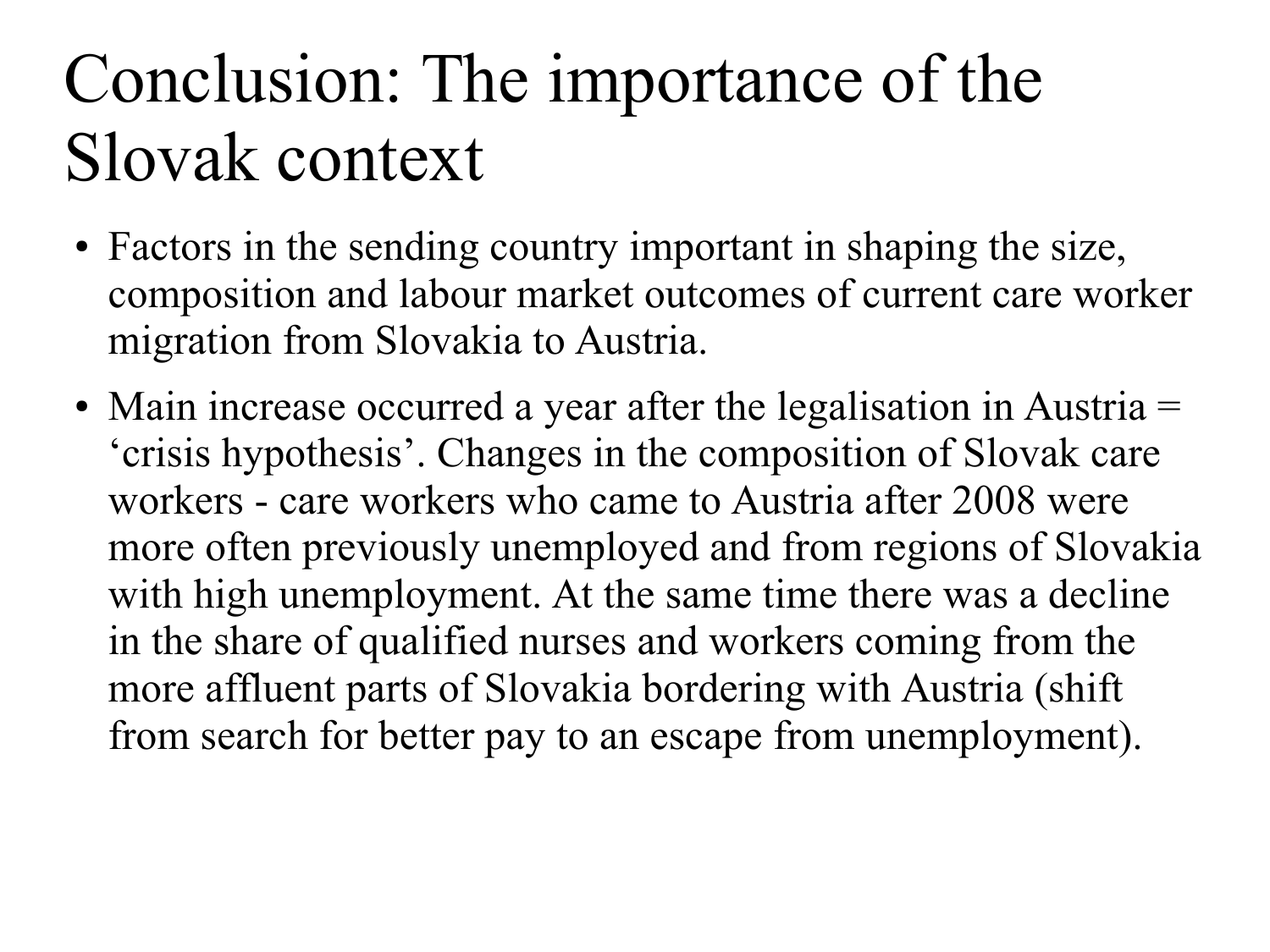# Conclusion: The importance of the Slovak context

- Factors in the sending country important in shaping the size, composition and labour market outcomes of current care worker migration from Slovakia to Austria.
- Main increase occurred a year after the legalisation in Austria = 'crisis hypothesis'. Changes in the composition of Slovak care workers - care workers who came to Austria after 2008 were more often previously unemployed and from regions of Slovakia with high unemployment. At the same time there was a decline in the share of qualified nurses and workers coming from the more affluent parts of Slovakia bordering with Austria (shift from search for better pay to an escape from unemployment).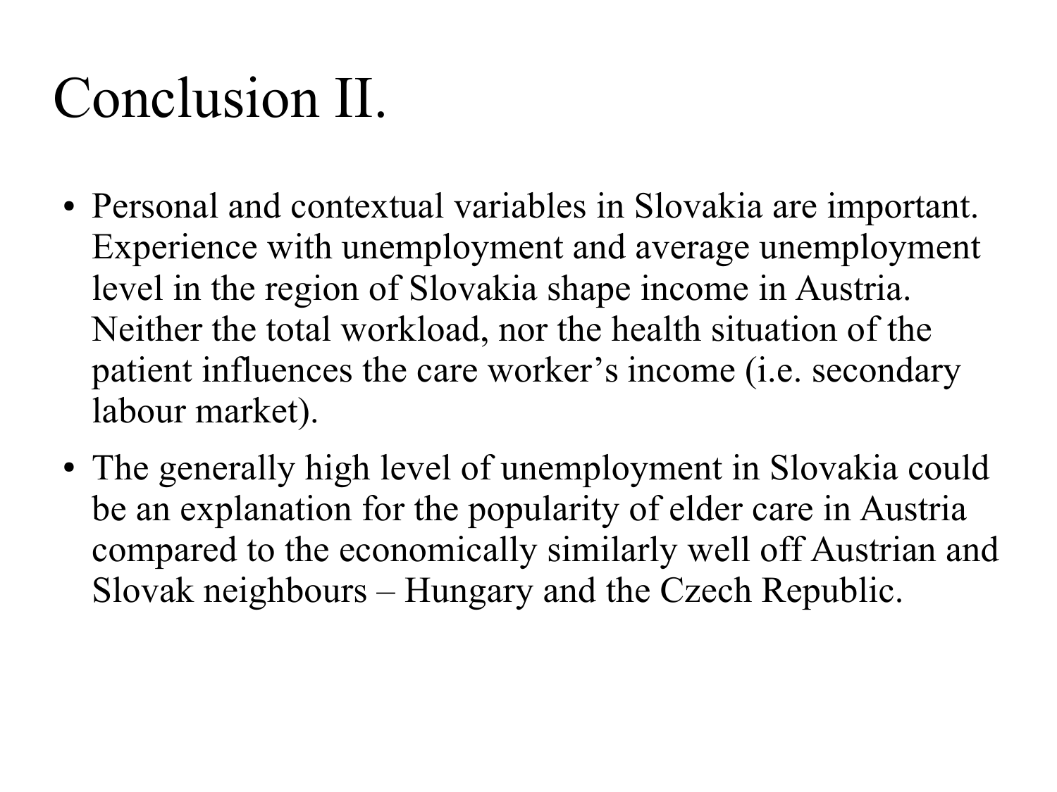# Conclusion II.

- Personal and contextual variables in Slovakia are important. Experience with unemployment and average unemployment level in the region of Slovakia shape income in Austria. Neither the total workload, nor the health situation of the patient influences the care worker's income (i.e. secondary labour market).
- The generally high level of unemployment in Slovakia could be an explanation for the popularity of elder care in Austria compared to the economically similarly well off Austrian and Slovak neighbours – Hungary and the Czech Republic.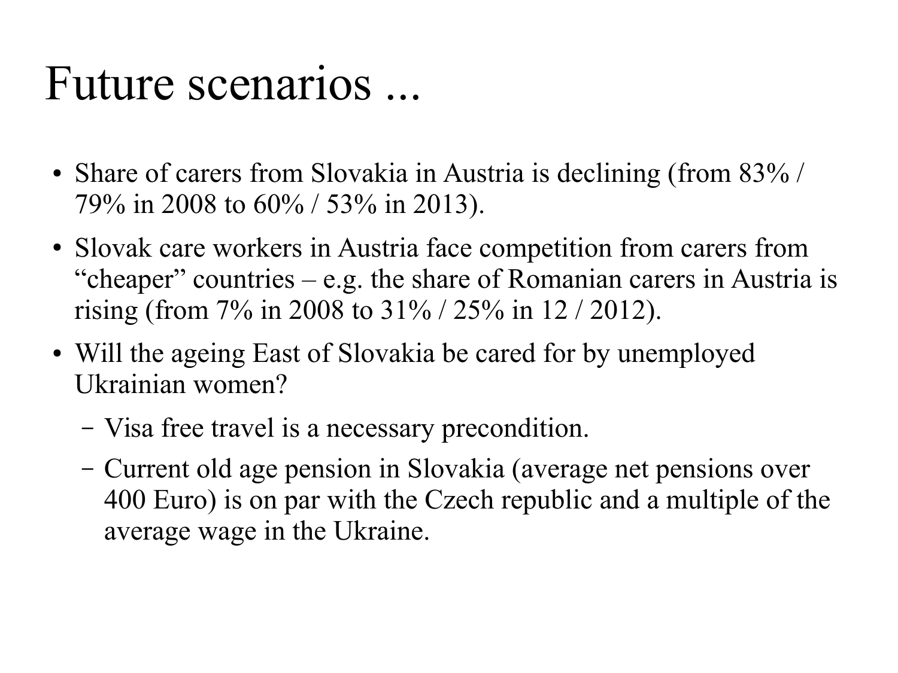# Future scenarios ...

- Share of carers from Slovakia in Austria is declining (from 83% / 79% in 2008 to 60% / 53% in 2013).
- Slovak care workers in Austria face competition from carers from "cheaper" countries – e.g. the share of Romanian carers in Austria is rising (from 7% in 2008 to 31% / 25% in 12 / 2012).
- Will the ageing East of Slovakia be cared for by unemployed Ukrainian women?
  - Visa free travel is a necessary precondition.
  - Current old age pension in Slovakia (average net pensions over 400 Euro) is on par with the Czech republic and a multiple of the average wage in the Ukraine.